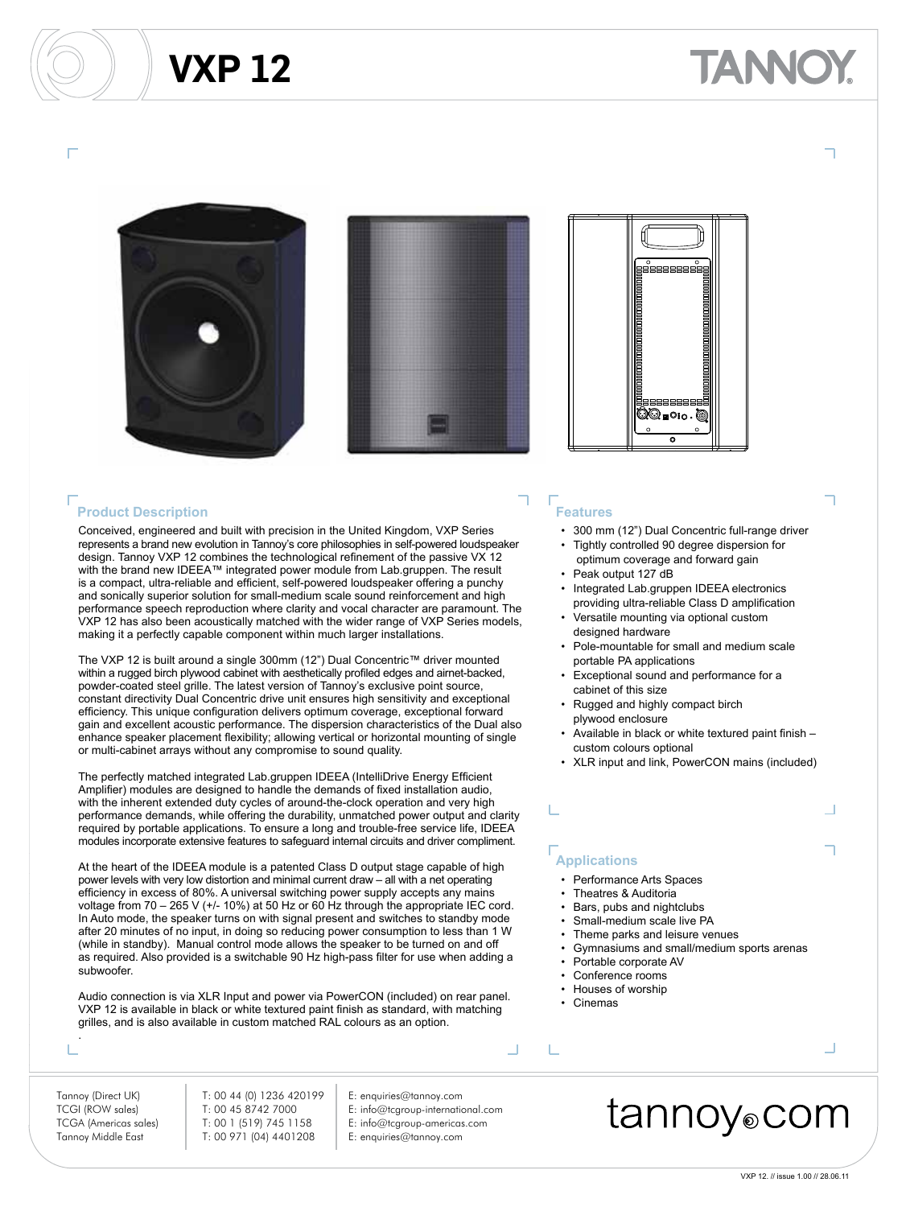# VXP 12

## Product Description

Conceived, engineered and built with precision in the United Kingdom, VXP Series represents a brand new evolution in Tannoy's core philosophies in self-powered loudspeaker design. Tannoy VXP 12 combines the technological refinement of the passive VX 12 with the brand new IDEEA™ integrated power module from Lab.gruppen. The result is a compact, ultra-reliable and efficient, self-powered loudspeaker offering a punchy and sonically superior solution for small-medium scale sound reinforcement and high performance speech reproduction where clarity and vocal character are paramount. The VXP 12 has also been acoustically matched with the wider range of VXP Series models, making it a perfectly capable component within much larger installations.

The VXP 12 is built around a single 300mm (12") Dual Concentric™ driver mounted within a rugged birch plywood cabinet with aesthetically profiled edges and airnet-backed, powder-coated steel grille. The latest version of Tannoy's exclusive point source, constant directivity Dual Concentric drive unit ensures high sensitivity and exceptional efficiency. This unique configuration delivers optimum coverage, exceptional forward gain and excellent acoustic performance. The dispersion characteristics of the Dual also enhance speaker placement flexibility; allowing vertical or horizontal mounting of single or multi-cabinet arrays without any compromise to sound quality.

The perfectly matched integrated Lab.gruppen IDEEA (IntelliDrive Energy Efficient Amplifier) modules are designed to handle the demands of fixed installation audio, with the inherent extended duty cycles of around-the-clock operation and very high performance demands, while offering the durability, unmatched power output and clarity required by portable applications. To ensure a long and trouble-free service life, IDEEA modules incorporate extensive features to safeguard internal circuits and driver compliment.

At the heart of the IDEEA module is a patented Class D output stage capable of high power levels with very low distortion and minimal current draw – all with a net operating efficiency in excess of 80%. A universal switching power supply accepts any mains voltage from 70 – 265 V (+/- 10%) at 50 Hz or 60 Hz through the appropriate IEC cord. In Auto mode, the speaker turns on with signal present and switches to standby mode after 20 minutes of no input, in doing so reducing power consumption to less than 1 W (while in standby). Manual control mode allows the speaker to be turned on and off as required. Also provided is a switchable 90 Hz high-pass filter for use when adding a subwoofer.

Audio connection is via XLR Input and power via PowerCON (included) on rear panel. VXP 12 is available in black or white textured paint finish as standard, with matching grilles, and is also available in custom matched RAL colours as an option.

## Features

- 300 mm (12") Dual Concentric full-range driver
- Tightly controlled 90 degree dispersion for optimum coverage and forward gain
- Peak output 127 dB
- Integrated Lab.gruppen IDEEA electronics providing ultra-reliable Class D amplification
- Versatile mounting via optional custom designed hardware
- Pole-mountable for small and medium scale portable PA applications
- Exceptional sound and performance for a cabinet of this size
- Rugged and highly compact birch plywood enclosure
- Available in black or white textured paint finish – custom colours optional
- XLR input and link, PowerCON mains (included)

## Applications

- Performance Arts Spaces
- Theatres & Auditoria
- Bars, pubs and nightclubs
- Small-medium scale live PA
- Theme parks and leisure venues
- Gymnasiums and small/medium sports arenas
- Portable corporate AV
- Conference rooms
- Houses of worship
- Cinemas

| | | |
|---|---|---|
| Tannoy (Direct UK) | T: 00 44 (0) 1236 420199 | E: enquiries@tannoy.com |
| TCGI (ROW sales) | T: 00 45 8742 7000 | E: info@tcgroup-international.com |
| TCGA (Americas sales) | T: 00 1 (519) 745 1158 | E: info@tcgroup-americas.com |
| Tannoy Middle East | T: 00 971 (04) 4401208 | E: enquiries@tannoy.com |

tannoy.com

VXP 12. // issue 1.00 // 28.06.11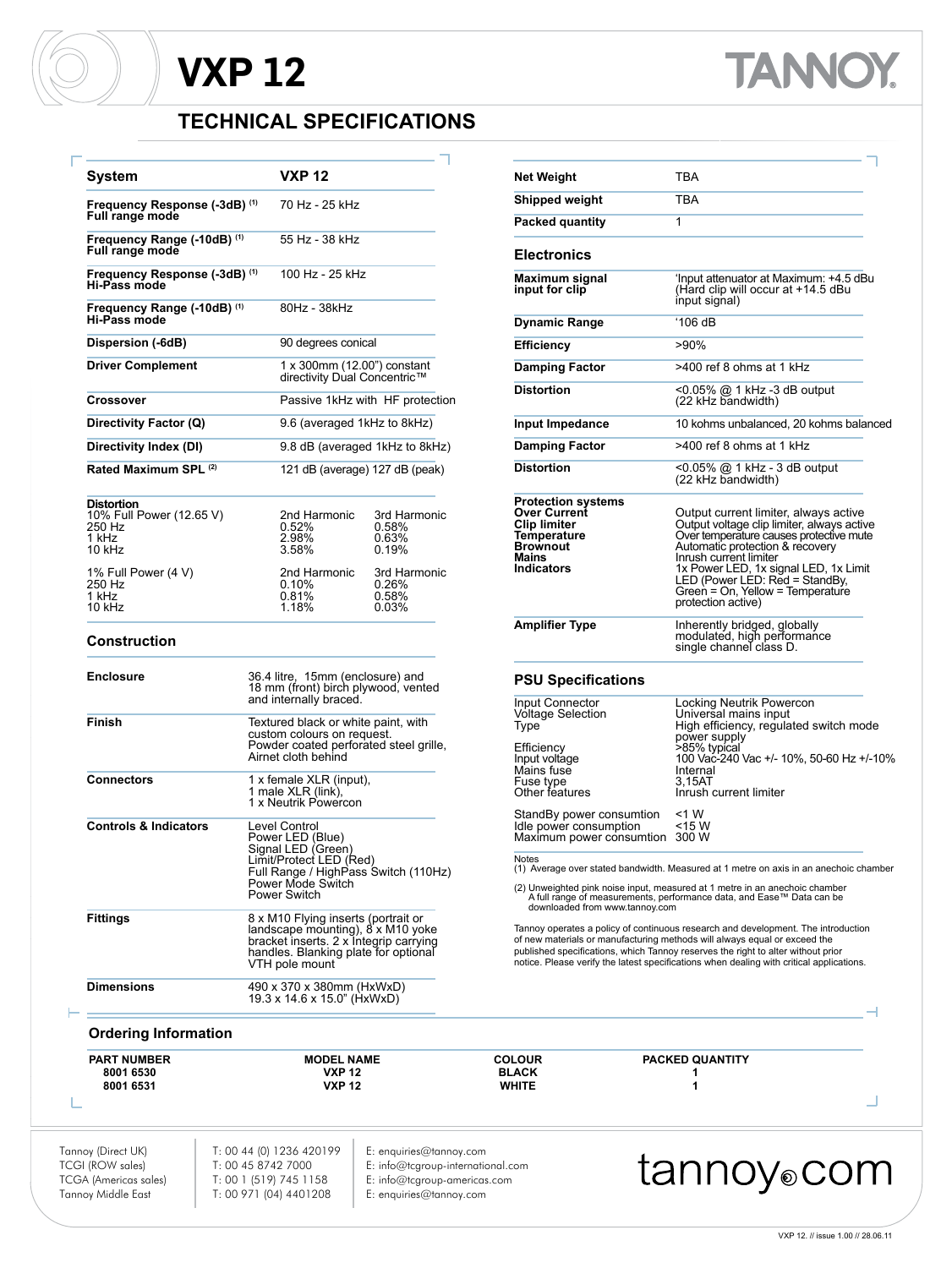# VXP 12

## TECHNICAL SPECIFICATIONS

| System | VXP 12 |
|---|---|
| Frequency Response (-3dB) [1] Full range mode | 70 Hz - 25 kHz |
| Frequency Range (-10dB) [1] Full range mode | 55 Hz - 38 kHz |
| Frequency Response (-3dB) [1] Hi-Pass mode | 100 Hz - 25 kHz |
| Frequency Range (-10dB) [1] Hi-Pass mode | 80Hz - 38kHz |
| Dispersion (-6dB) | 90 degrees conical |
| Driver Complement | 1 x 300mm (12.00") constant directivity Dual Concentric™ |
| Crossover | Passive 1kHz with HF protection |
| Directivity Factor (Q) | 9.6 (averaged 1kHz to 8kHz) |
| Directivity Index (DI) | 9.8 dB (averaged 1kHz to 8kHz) |
| Rated Maximum SPL [2] | 121 dB (average) 127 dB (peak) |

| Distortion | | |
|---|---|---|
| 10% Full Power (12.65 V) | 2nd Harmonic | 3rd Harmonic |
| 250 Hz | 0.52% | 0.58% |
| 1 kHz | 2.98% | 0.63% |
| 10 kHz | 3.58% | 0.19% |
| 1% Full Power (4 V) | 2nd Harmonic | 3rd Harmonic |
| 250 Hz | 0.10% | 0.26% |
| 1 kHz | 0.81% | 0.58% |
| 10 kHz | 1.18% | 0.03% |

### Construction

| | |
|---|---|
| Enclosure | 36.4 litre, 15mm (enclosure) and 18 mm (front) birch plywood, vented and internally braced. |
| Finish | Textured black or white paint, with custom colours on request. Powder coated perforated steel grille, Airnet cloth behind |
| Connectors | 1 x female XLR (input), 1 male XLR (link), 1 x Neutrik Powercon |
| Controls & Indicators | Level Control<br>Power LED (Blue)<br>Signal LED (Green)<br>Limit/Protect LED (Red)<br>Full Range / HighPass Switch (110Hz)<br>Power Mode Switch<br>Power Switch |
| Fittings | 8 x M10 Flying inserts (portrait or landscape mounting), 8 x M10 yoke bracket inserts. 2 x Integrip carrying handles. Blanking plate for optional VTH pole mount |
| Dimensions | 490 x 370 x 380mm (HxWxD)<br>19.3 x 14.6 x 15.0" (HxWxD) |

| | |
|---|---|
| Net Weight | TBA |
| Shipped weight | TBA |
| Packed quantity | 1 |

### Electronics

| | |
|---|---|
| Maximum signal input for clip | 'Input attenuator at Maximum: +4.5 dBu (Hard clip will occur at +14.5 dBu input signal) |
| Dynamic Range | '106 dB |
| Efficiency | >90% |
| Damping Factor | >400 ref 8 ohms at 1 kHz |
| Distortion | <0.05% @ 1 kHz -3 dB output (22 kHz bandwidth) |
| Input Impedance | 10 kohms unbalanced, 20 kohms balanced |
| Damping Factor | >400 ref 8 ohms at 1 kHz |
| Distortion | <0.05% @ 1 kHz - 3 dB output (22 kHz bandwidth) |
| **Protection systems** | |
| Over Current | Output current limiter, always active |
| Clip limiter | Output voltage clip limiter, always active |
| Temperature | Over temperature causes protective mute |
| Brownout | Automatic protection & recovery |
| Mains | Inrush current limiter |
| Indicators | 1x Power LED, 1x signal LED, 1x Limit LED (Power LED: Red = StandBy, Green = On, Yellow = Temperature protection active) |
| Amplifier Type | Inherently bridged, globally modulated, high performance single channel class D. |

### PSU Specifications

| | |
|---|---|
| Input Connector | Locking Neutrik Powercon |
| Voltage Selection | Universal mains input |
| Type | High efficiency, regulated switch mode power supply |
| Efficiency | >85% typical |
| Input voltage | 100 Vac-240 Vac +/- 10%, 50-60 Hz +/-10% |
| Mains fuse | Internal |
| Fuse type | 3,15AT |
| Other features | Inrush current limiter |
| StandBy power consumption | <1 W |
| Idle power consumption | <15 W |
| Maximum power consumtion | 300 W |

Notes

(1) Average over stated bandwidth. Measured at 1 metre on axis in an anechoic chamber

(2) Unweighted pink noise input, measured at 1 metre in an anechoic chamber
A full range of measurements, performance data, and Ease™ Data can be downloaded from www.tannoy.com

Tannoy operates a policy of continuous research and development. The introduction of new materials or manufacturing methods will always equal or exceed the published specifications, which Tannoy reserves the right to alter without prior notice. Please verify the latest specifications when dealing with critical applications.

### Ordering Information

| PART NUMBER | MODEL NAME | COLOUR | PACKED QUANTITY |
|---|---|---|---|
| 8001 6530 | VXP 12 | BLACK | 1 |
| 8001 6531 | VXP 12 | WHITE | 1 |

| | | |
|---|---|---|
| Tannoy (Direct UK) | T: 00 44 (0) 1236 420199 | E: enquiries@tannoy.com |
| TCGI (ROW sales) | T: 00 45 8742 7000 | E: info@tcgroup-international.com |
| TCGA (Americas sales) | T: 00 1 (519) 745 1158 | E: info@tcgroup-americas.com |
| Tannoy Middle East | T: 00 971 (04) 4401208 | E: enquiries@tannoy.com |

tannoy.com

VXP 12. // issue 1.00 // 28.06.11